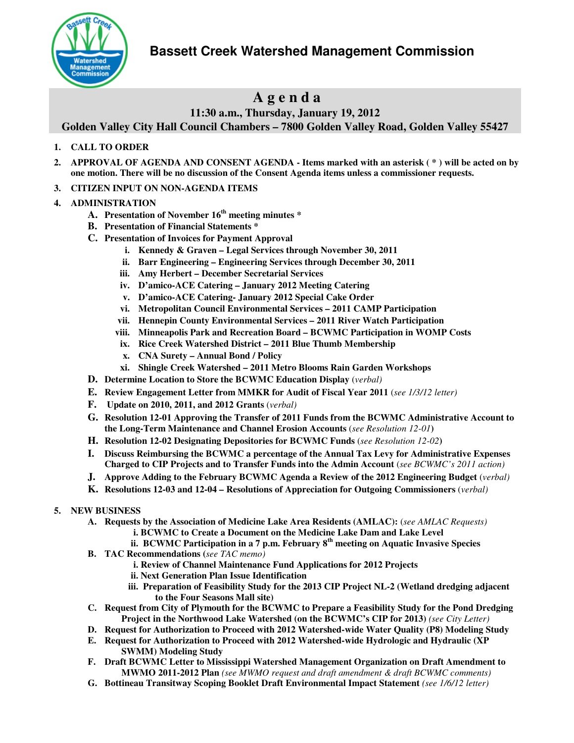# Bassett Creek Watershed Management Commission

## Agenda

**11:30 a.m., Thursday, January 19, 2012**
**Golden Valley City Hall Council Chambers – 7800 Golden Valley Road, Golden Valley 55427**

1. **CALL TO ORDER**
2. **APPROVAL OF AGENDA AND CONSENT AGENDA - Items marked with an asterisk ( * ) will be acted on by one motion. There will be no discussion of the Consent Agenda items unless a commissioner requests.**
3. **CITIZEN INPUT ON NON-AGENDA ITEMS**
4. **ADMINISTRATION**
   - **A. Presentation of November 16th meeting minutes ***
   - **B. Presentation of Financial Statements ***
   - **C. Presentation of Invoices for Payment Approval**
     - **i. Kennedy & Graven – Legal Services through November 30, 2011**
     - **ii. Barr Engineering – Engineering Services through December 30, 2011**
     - **iii. Amy Herbert – December Secretarial Services**
     - **iv. D'amico-ACE Catering – January 2012 Meeting Catering**
     - **v. D'amico-ACE Catering- January 2012 Special Cake Order**
     - **vi. Metropolitan Council Environmental Services – 2011 CAMP Participation**
     - **vii. Hennepin County Environmental Services – 2011 River Watch Participation**
     - **viii. Minneapolis Park and Recreation Board – BCWMC Participation in WOMP Costs**
     - **ix. Rice Creek Watershed District – 2011 Blue Thumb Membership**
     - **x. CNA Surety – Annual Bond / Policy**
     - **xi. Shingle Creek Watershed – 2011 Metro Blooms Rain Garden Workshops**
   - **D. Determine Location to Store the BCWMC Education Display** *(verbal)*
   - **E. Review Engagement Letter from MMKR for Audit of Fiscal Year 2011** (*see 1/3/12 letter)*
   - **F. Update on 2010, 2011, and 2012 Grants** *(verbal)*
   - **G. Resolution 12-01 Approving the Transfer of 2011 Funds from the BCWMC Administrative Account to the Long-Term Maintenance and Channel Erosion Accounts** (*see Resolution 12-01*)
   - **H. Resolution 12-02 Designating Depositories for BCWMC Funds** (*see Resolution 12-02*)
   - **I. Discuss Reimbursing the BCWMC a percentage of the Annual Tax Levy for Administrative Expenses Charged to CIP Projects and to Transfer Funds into the Admin Account** *(see BCWMC's 2011 action)*
   - **J. Approve Adding to the February BCWMC Agenda a Review of the 2012 Engineering Budget** *(verbal)*
   - **K. Resolutions 12-03 and 12-04 – Resolutions of Appreciation for Outgoing Commissioners** *(verbal)*
5. **NEW BUSINESS**
   - **A. Requests by the Association of Medicine Lake Area Residents (AMLAC):** (*see AMLAC Requests)*
     - **i. BCWMC to Create a Document on the Medicine Lake Dam and Lake Level**
     - **ii. BCWMC Participation in a 7 p.m. February 8th meeting on Aquatic Invasive Species**
   - **B. TAC Recommendations** (*see TAC memo)*
     - **i. Review of Channel Maintenance Fund Applications for 2012 Projects**
     - **ii. Next Generation Plan Issue Identification**
     - **iii. Preparation of Feasibility Study for the 2013 CIP Project NL-2 (Wetland dredging adjacent to the Four Seasons Mall site)**
   - **C. Request from City of Plymouth for the BCWMC to Prepare a Feasibility Study for the Pond Dredging Project in the Northwood Lake Watershed (on the BCWMC's CIP for 2013)** *(see City Letter)*
   - **D. Request for Authorization to Proceed with 2012 Watershed-wide Water Quality (P8) Modeling Study**
   - **E. Request for Authorization to Proceed with 2012 Watershed-wide Hydrologic and Hydraulic (XP SWMM) Modeling Study**
   - **F. Draft BCWMC Letter to Mississippi Watershed Management Organization on Draft Amendment to MWMO 2011-2012 Plan** *(see MWMO request and draft amendment & draft BCWMC comments)*
   - **G. Bottineau Transitway Scoping Booklet Draft Environmental Impact Statement** *(see 1/6/12 letter)*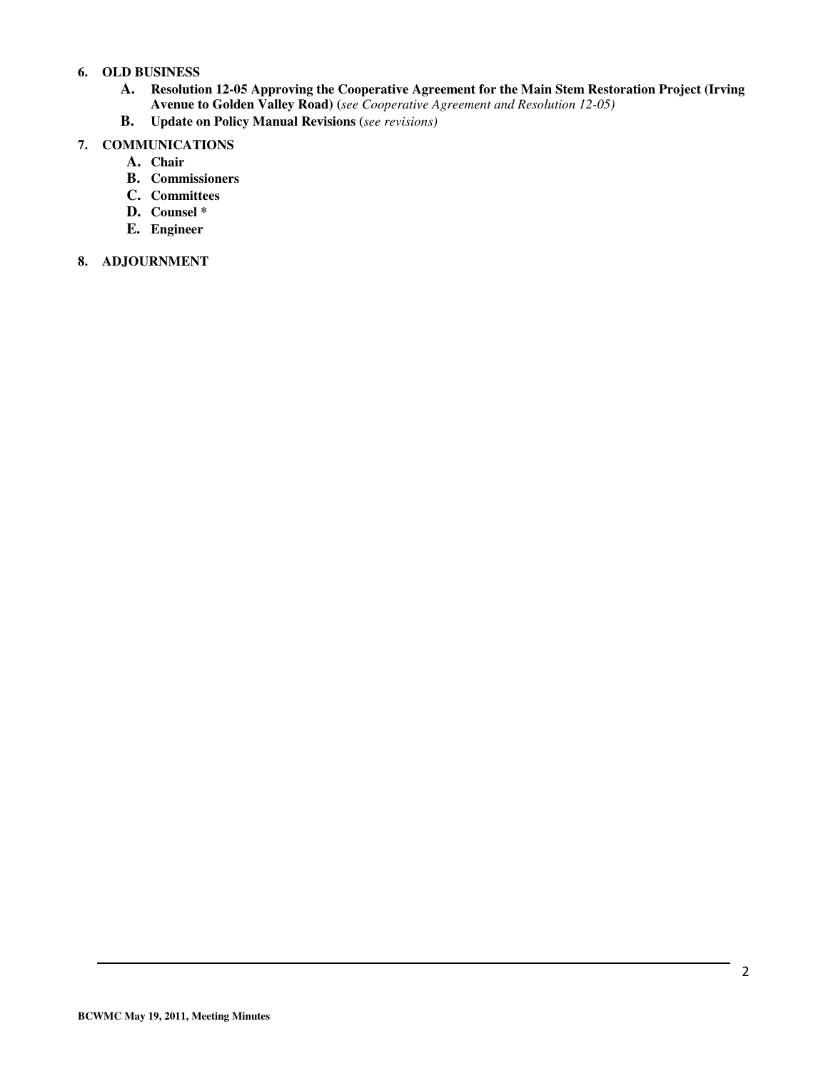6. **OLD BUSINESS**
   - **A. Resolution 12-05 Approving the Cooperative Agreement for the Main Stem Restoration Project (Irving Avenue to Golden Valley Road)** (*see Cooperative Agreement and Resolution 12-05)*
   - **B. Update on Policy Manual Revisions** (*see revisions)*

7. **COMMUNICATIONS**
   - **A. Chair**
   - **B. Commissioners**
   - **C. Committees**
   - **D. Counsel ***
   - **E. Engineer**

8. **ADJOURNMENT**